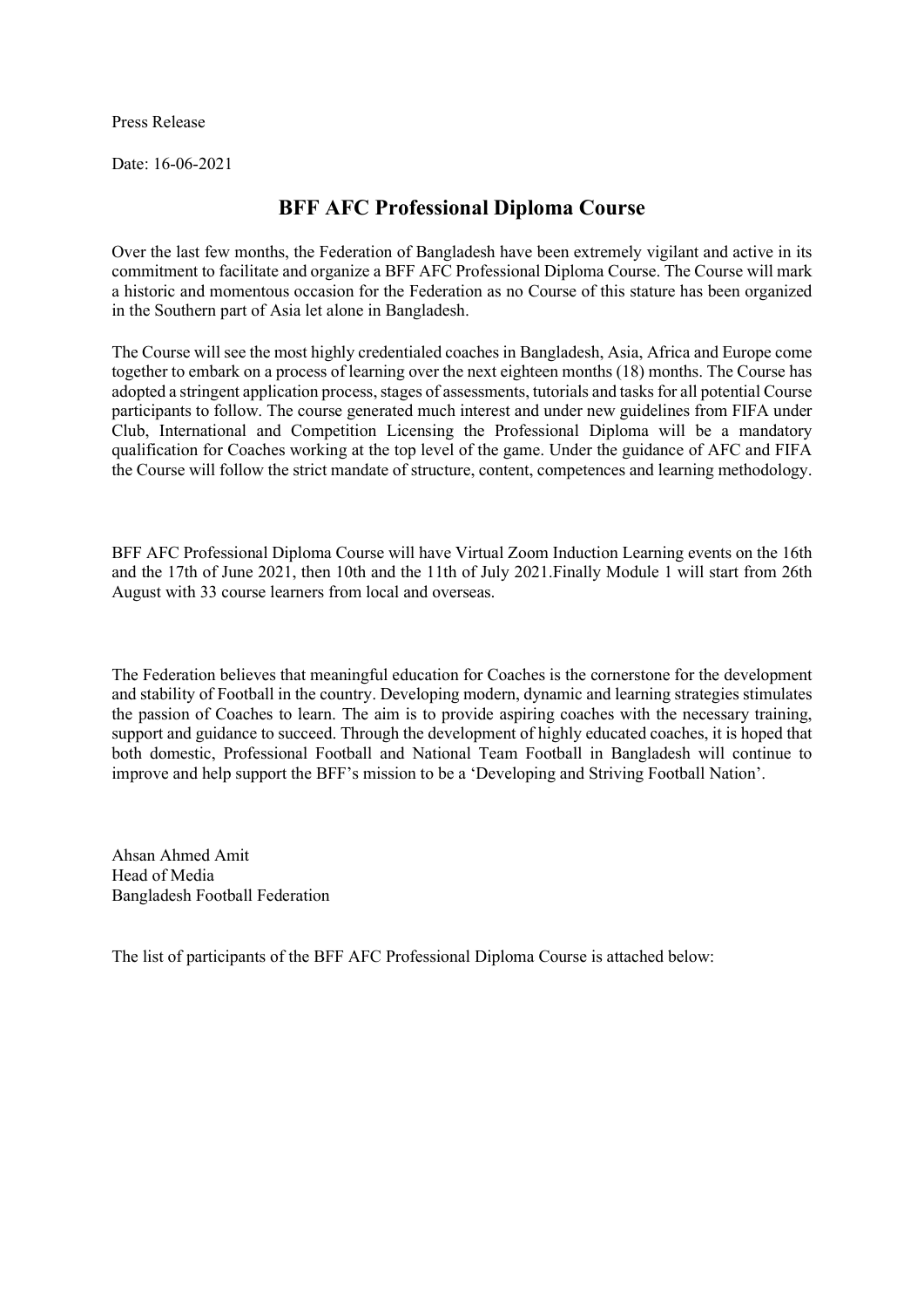Press Release

Date: 16-06-2021

# BFF AFC Professional Diploma Course

Over the last few months, the Federation of Bangladesh have been extremely vigilant and active in its commitment to facilitate and organize a BFF AFC Professional Diploma Course. The Course will mark a historic and momentous occasion for the Federation as no Course of this stature has been organized in the Southern part of Asia let alone in Bangladesh.

The Course will see the most highly credentialed coaches in Bangladesh, Asia, Africa and Europe come together to embark on a process of learning over the next eighteen months (18) months. The Course has adopted a stringent application process, stages of assessments, tutorials and tasks for all potential Course participants to follow. The course generated much interest and under new guidelines from FIFA under Club, International and Competition Licensing the Professional Diploma will be a mandatory qualification for Coaches working at the top level of the game. Under the guidance of AFC and FIFA the Course will follow the strict mandate of structure, content, competences and learning methodology.

BFF AFC Professional Diploma Course will have Virtual Zoom Induction Learning events on the 16th and the 17th of June 2021, then 10th and the 11th of July 2021.Finally Module 1 will start from 26th August with 33 course learners from local and overseas.

The Federation believes that meaningful education for Coaches is the cornerstone for the development and stability of Football in the country. Developing modern, dynamic and learning strategies stimulates the passion of Coaches to learn. The aim is to provide aspiring coaches with the necessary training, support and guidance to succeed. Through the development of highly educated coaches, it is hoped that both domestic, Professional Football and National Team Football in Bangladesh will continue to improve and help support the BFF's mission to be a 'Developing and Striving Football Nation'.

Ahsan Ahmed Amit
Head of Media
Bangladesh Football Federation

The list of participants of the BFF AFC Professional Diploma Course is attached below: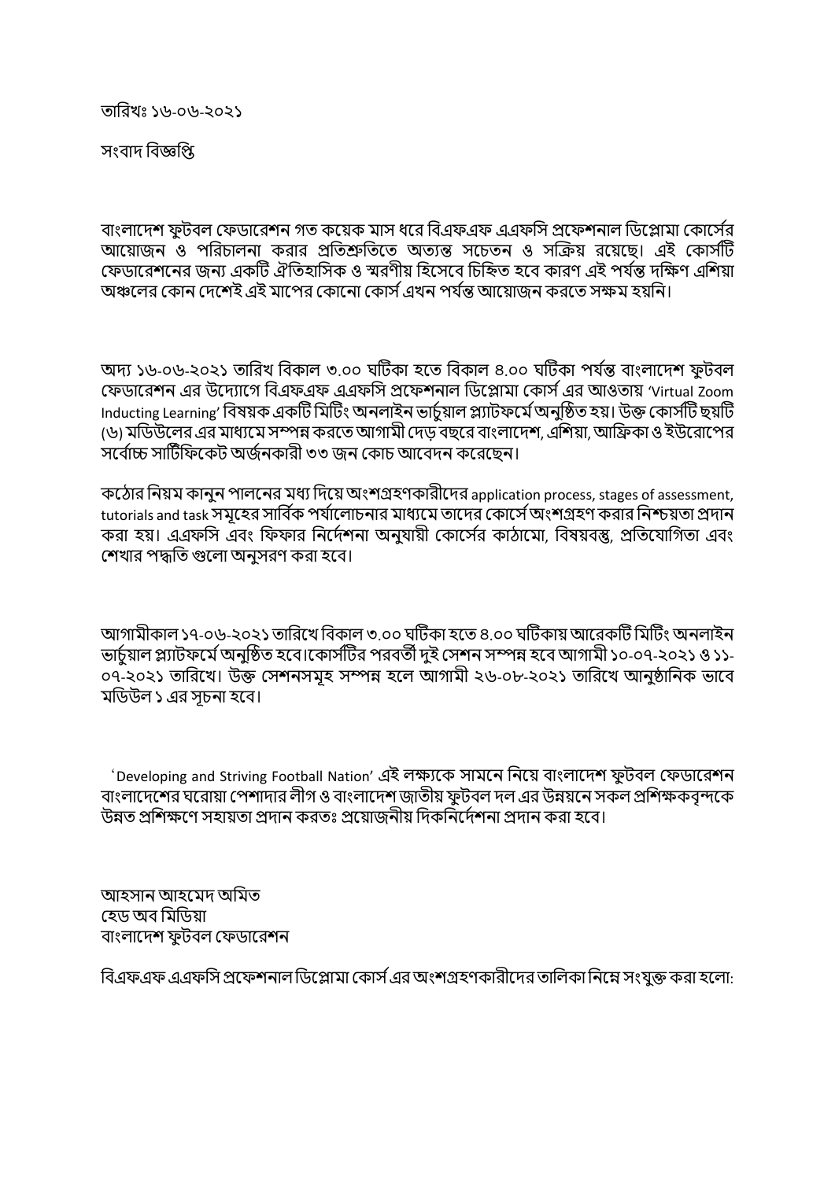তারিখঃ ১৬-০৬-২০২১

সংবাদ বিজ্ঞপ্তি

বাংলাদেশ ফুটবল ফেডারেশন গত কয়েক মাস ধরে বিএফএফ এএফসি প্রফেশনাল ডিপ্লোমা কোর্সের আয়োজন ও পরিচালনা করার প্রতিশ্রুতিতে অত্যন্ত সচেতন ও সক্রিয় রয়েছে। এই কোর্সটি ফেডারেশনের জন্য একটি ঐতিহাসিক ও স্মরণীয় হিসেবে চিহ্নিত হবে কারণ এই পর্যন্ত দক্ষিণ এশিয়া অঞ্চলের কোন দেশেই এই মাপের কোনো কোর্স এখন পর্যন্ত আয়োজন করতে সক্ষম হয়নি।

অদ্য ১৬-০৬-২০২১ তারিখ বিকাল ৩.০০ ঘটিকা হতে বিকাল ৪.০০ ঘটিকা পর্যন্ত বাংলাদেশ ফুটবল ফেডারেশন এর উদ্যোগে বিএফএফ এএফসি প্রফেশনাল ডিপ্লোমা কোর্স এর আওতায় 'Virtual Zoom Inducting Learning' বিষয়ক একটি মিটিং অনলাইন ভার্চুয়াল প্ল্যাটফর্মে অনুষ্ঠিত হয়। উক্ত কোর্সটি ছয়টি (৬) মডিউলের এর মাধ্যমে সম্পন্ন করতে আগামী দেড় বছরে বাংলাদেশ, এশিয়া, আফ্রিকা ও ইউরোপের সর্বোচ্চ সার্টিফিকেট অর্জনকারী ৩৩ জন কোচ আবেদন করেছেন।

কঠোর নিয়ম কানুন পালনের মধ্য দিয়ে অংশগ্রহণকারীদের application process, stages of assessment, tutorials and task সমূহের সার্বিক পর্যালোচনার মাধ্যমে তাদের কোর্সে অংশগ্রহণ করার নিশ্চয়তা প্রদান করা হয়। এএফসি এবং ফিফার নির্দেশনা অনুযায়ী কোর্সের কাঠামো, বিষয়বস্তু, প্রতিযোগিতা এবং শেখার পদ্ধতি গুলো অনুসরণ করা হবে।

আগামীকাল ১৭-০৬-২০২১ তারিখে বিকাল ৩.০০ ঘটিকা হতে ৪.০০ ঘটিকায় আরেকটি মিটিং অনলাইন ভার্চুয়াল প্ল্যাটফর্মে অনুষ্ঠিত হবে।কোর্সটির পরবর্তী দুই সেশন সম্পন্ন হবে আগামী ১০-০৭-২০২১ ও ১১-০৭-২০২১ তারিখে। উক্ত সেশনসমূহ সম্পন্ন হলে আগামী ২৬-০৮-২০২১ তারিখে আনুষ্ঠানিক ভাবে মডিউল ১ এর সূচনা হবে।

'Developing and Striving Football Nation' এই লক্ষ্যকে সামনে নিয়ে বাংলাদেশ ফুটবল ফেডারেশন বাংলাদেশের ঘরোয়া পেশাদার লীগ ও বাংলাদেশ জাতীয় ফুটবল দল এর উন্নয়নে সকল প্রশিক্ষকবৃন্দকে উন্নত প্রশিক্ষণে সহায়তা প্রদান করতঃ প্রয়োজনীয় দিকনির্দেশনা প্রদান করা হবে।

আহসান আহমেদ অমিত
হেড অব মিডিয়া
বাংলাদেশ ফুটবল ফেডারেশন

বিএফএফ এএফসি প্রফেশনাল ডিপ্লোমা কোর্স এর অংশগ্রহণকারীদের তালিকা নিম্নে সংযুক্ত করা হলো: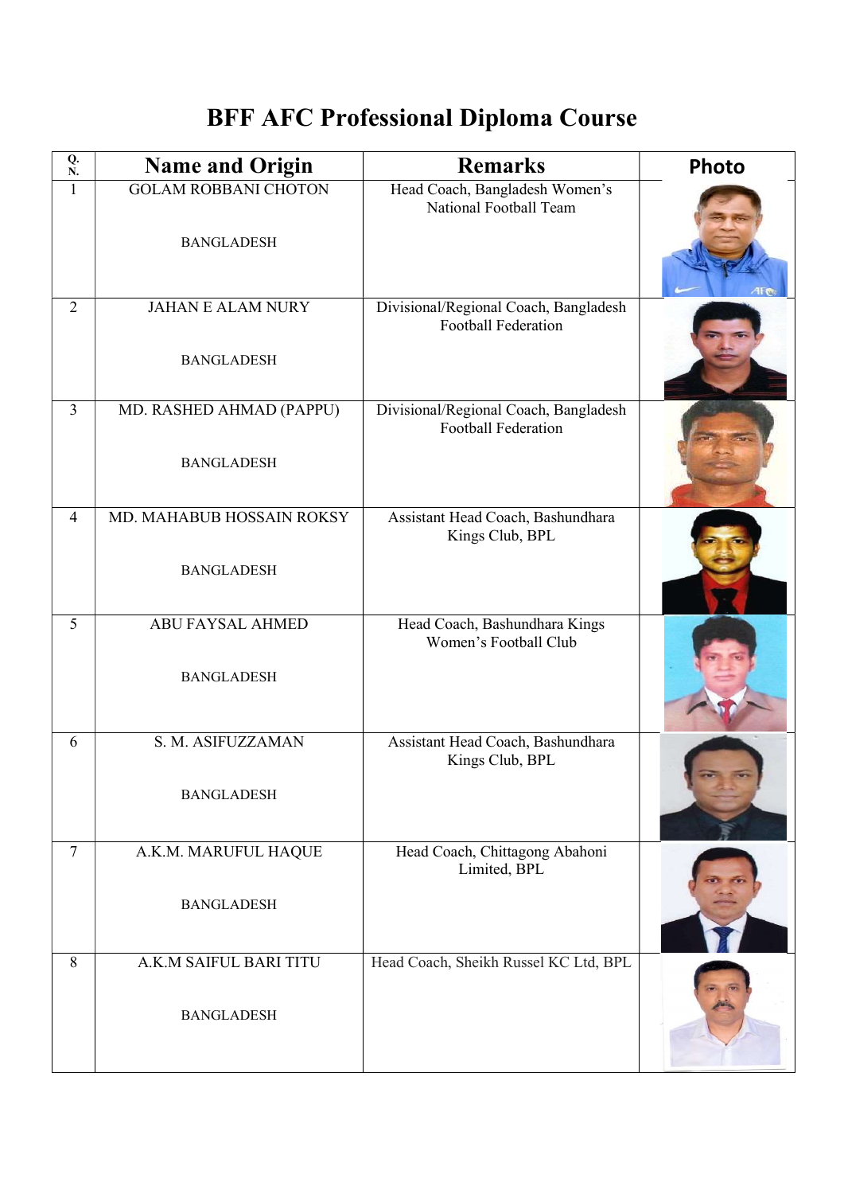# BFF AFC Professional Diploma Course

| Q. N. | Name and Origin | Remarks | Photo |
|---|---|---|---|
| 1 | GOLAM ROBBANI CHOTON<br><br>BANGLADESH | Head Coach, Bangladesh Women's National Football Team | |
| 2 | JAHAN E ALAM NURY<br><br>BANGLADESH | Divisional/Regional Coach, Bangladesh Football Federation | |
| 3 | MD. RASHED AHMAD (PAPPU)<br><br>BANGLADESH | Divisional/Regional Coach, Bangladesh Football Federation | |
| 4 | MD. MAHABUB HOSSAIN ROKSY<br><br>BANGLADESH | Assistant Head Coach, Bashundhara Kings Club, BPL | |
| 5 | ABU FAYSAL AHMED<br><br>BANGLADESH | Head Coach, Bashundhara Kings Women's Football Club | |
| 6 | S. M. ASIFUZZAMAN<br><br>BANGLADESH | Assistant Head Coach, Bashundhara Kings Club, BPL | |
| 7 | A.K.M. MARUFUL HAQUE<br><br>BANGLADESH | Head Coach, Chittagong Abahoni Limited, BPL | |
| 8 | A.K.M SAIFUL BARI TITU<br><br>BANGLADESH | Head Coach, Sheikh Russel KC Ltd, BPL | |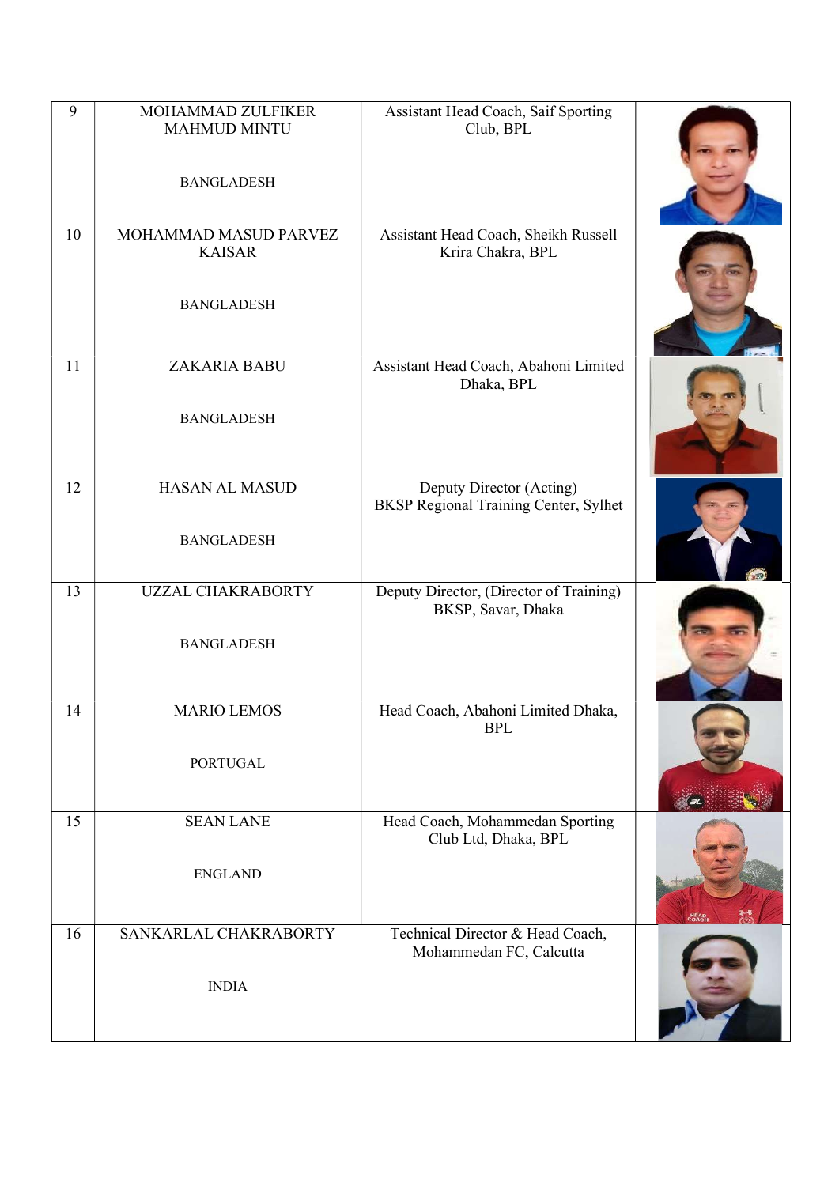| 9 | MOHAMMAD ZULFIKER MAHMUD MINTU<br><br>BANGLADESH | Assistant Head Coach, Saif Sporting Club, BPL | |
|---|---|---|---|
| 10 | MOHAMMAD MASUD PARVEZ KAISAR<br><br>BANGLADESH | Assistant Head Coach, Sheikh Russell Krira Chakra, BPL | |
| 11 | ZAKARIA BABU<br><br>BANGLADESH | Assistant Head Coach, Abahoni Limited Dhaka, BPL | |
| 12 | HASAN AL MASUD<br><br>BANGLADESH | Deputy Director (Acting)<br>BKSP Regional Training Center, Sylhet | |
| 13 | UZZAL CHAKRABORTY<br><br>BANGLADESH | Deputy Director, (Director of Training)<br>BKSP, Savar, Dhaka | |
| 14 | MARIO LEMOS<br><br>PORTUGAL | Head Coach, Abahoni Limited Dhaka, BPL | |
| 15 | SEAN LANE<br><br>ENGLAND | Head Coach, Mohammedan Sporting Club Ltd, Dhaka, BPL | |
| 16 | SANKARLAL CHAKRABORTY<br><br>INDIA | Technical Director & Head Coach, Mohammedan FC, Calcutta | |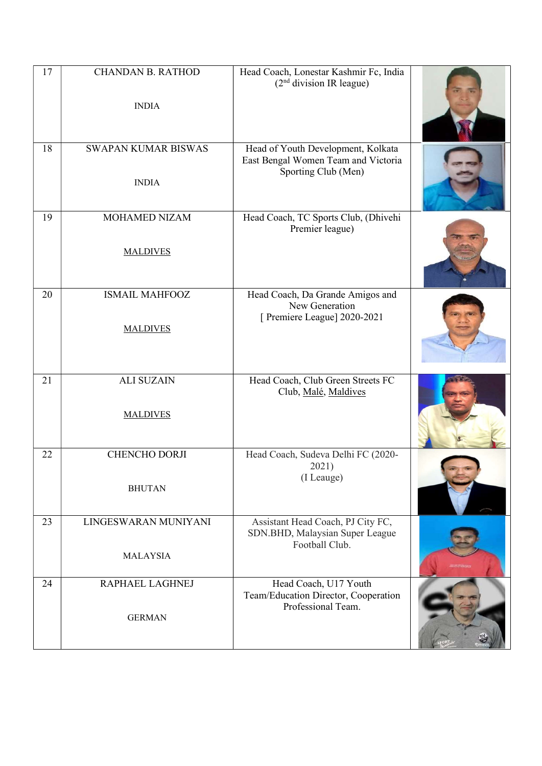| 17 | CHANDAN B. RATHOD<br><br>INDIA | Head Coach, Lonestar Kashmir Fc, India (2nd division IR league) | |
|---|---|---|---|
| 18 | SWAPAN KUMAR BISWAS<br><br>INDIA | Head of Youth Development, Kolkata East Bengal Women Team and Victoria Sporting Club (Men) | |
| 19 | MOHAMED NIZAM<br><br>MALDIVES | Head Coach, TC Sports Club, (Dhivehi Premier league) | |
| 20 | ISMAIL MAHFOOZ<br><br>MALDIVES | Head Coach, Da Grande Amigos and New Generation [ Premiere League] 2020-2021 | |
| 21 | ALI SUZAIN<br><br>MALDIVES | Head Coach, Club Green Streets FC Club, Malé, Maldives | |
| 22 | CHENCHO DORJI<br><br>BHUTAN | Head Coach, Sudeva Delhi FC (2020-2021)<br>(I Leauge) | |
| 23 | LINGESWARAN MUNIYANI<br><br>MALAYSIA | Assistant Head Coach, PJ City FC, SDN.BHD, Malaysian Super League Football Club. | |
| 24 | RAPHAEL LAGHNEJ<br><br>GERMAN | Head Coach, U17 Youth Team/Education Director, Cooperation Professional Team. | |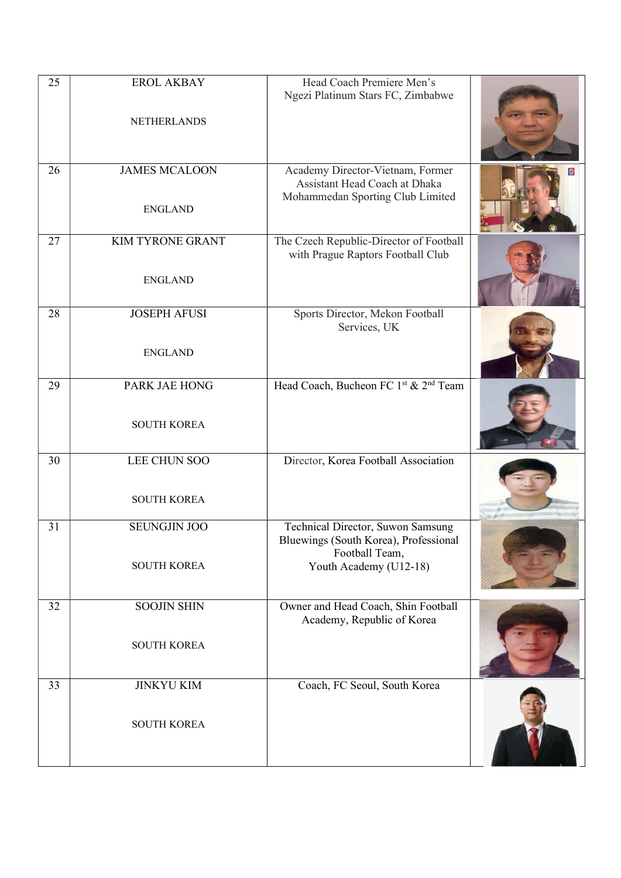| | | | |
|---|---|---|---|
| 25 | EROL AKBAY<br><br>NETHERLANDS | Head Coach Premiere Men's Ngezi Platinum Stars FC, Zimbabwe | |
| 26 | JAMES MCALOON<br><br>ENGLAND | Academy Director-Vietnam, Former Assistant Head Coach at Dhaka Mohammedan Sporting Club Limited | |
| 27 | KIM TYRONE GRANT<br><br>ENGLAND | The Czech Republic-Director of Football with Prague Raptors Football Club | |
| 28 | JOSEPH AFUSI<br><br>ENGLAND | Sports Director, Mekon Football Services, UK | |
| 29 | PARK JAE HONG<br><br>SOUTH KOREA | Head Coach, Bucheon FC 1st & 2nd Team | |
| 30 | LEE CHUN SOO<br><br>SOUTH KOREA | Director, Korea Football Association | |
| 31 | SEUNGJIN JOO<br><br>SOUTH KOREA | Technical Director, Suwon Samsung Bluewings (South Korea), Professional Football Team, Youth Academy (U12-18) | |
| 32 | SOOJIN SHIN<br><br>SOUTH KOREA | Owner and Head Coach, Shin Football Academy, Republic of Korea | |
| 33 | JINKYU KIM<br><br>SOUTH KOREA | Coach, FC Seoul, South Korea | |